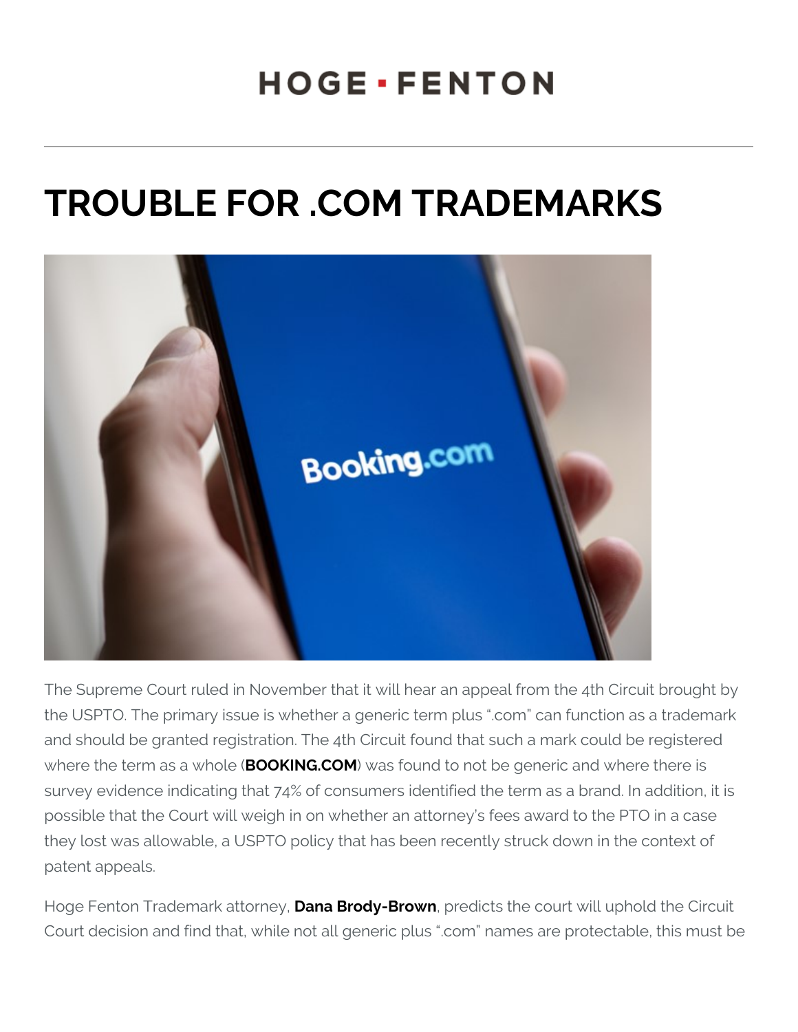HOGE · FENTON

# TROUBLE FOR .COM TRADEMARKS

The Supreme Court ruled in November that it will hear an appeal from the 4th Circuit brought by the USPTO. The primary issue is whether a generic term plus ".com" can function as a trademark and should be granted registration. The 4th Circuit found that such a mark could be registered where the term as a whole (**BOOKING.COM**) was found to not be generic and where there is survey evidence indicating that 74% of consumers identified the term as a brand. In addition, it is possible that the Court will weigh in on whether an attorney's fees award to the PTO in a case they lost was allowable, a USPTO policy that has been recently struck down in the context of patent appeals.

Hoge Fenton Trademark attorney, **Dana Brody-Brown**, predicts the court will uphold the Circuit Court decision and find that, while not all generic plus ".com" names are protectable, this must be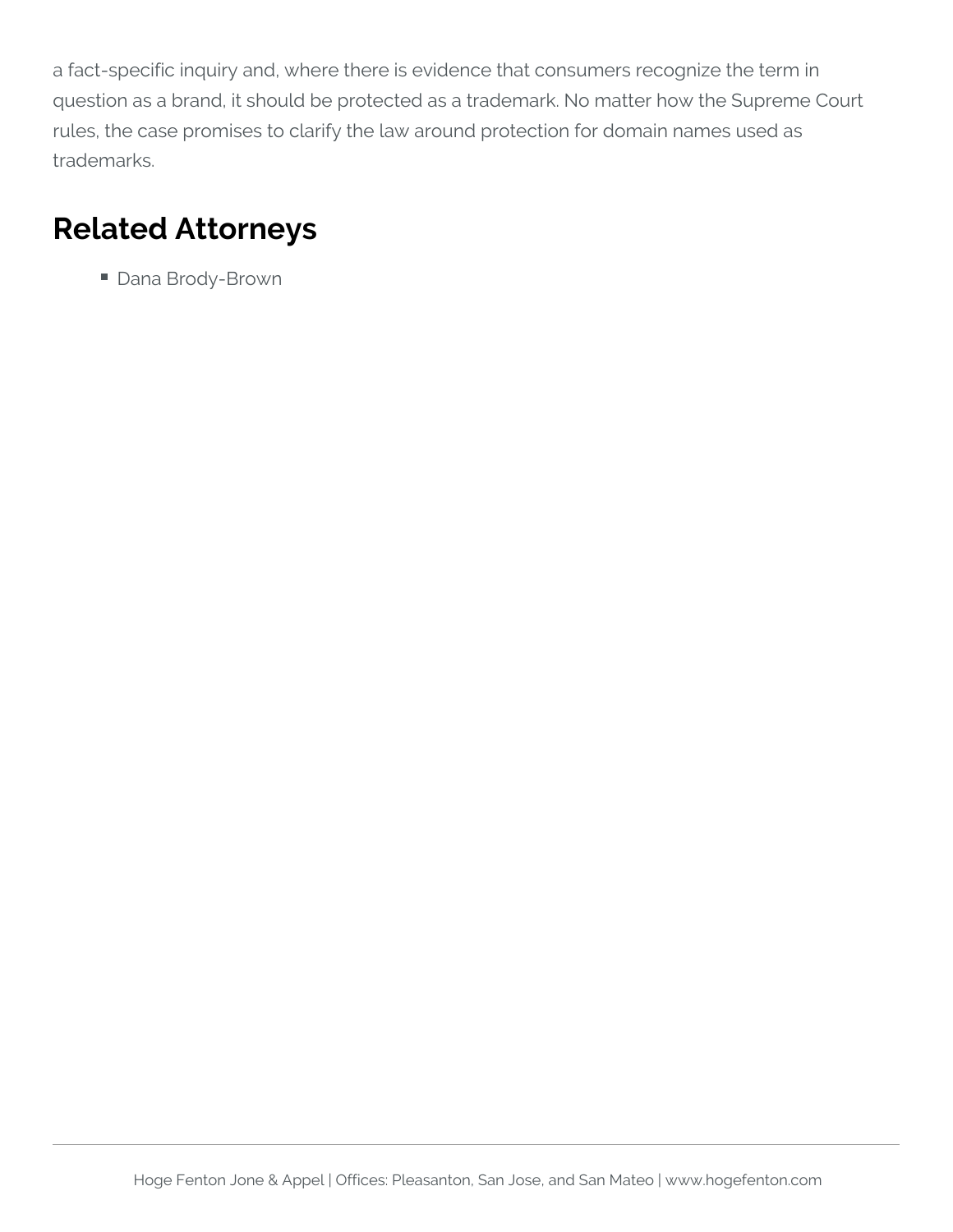a fact-specific inquiry and, where there is evidence that consumers recognize the term in question as a brand, it should be protected as a trademark. No matter how the Supreme Court rules, the case promises to clarify the law around protection for domain names used as trademarks.

## Related Attorneys

- Dana Brody-Brown